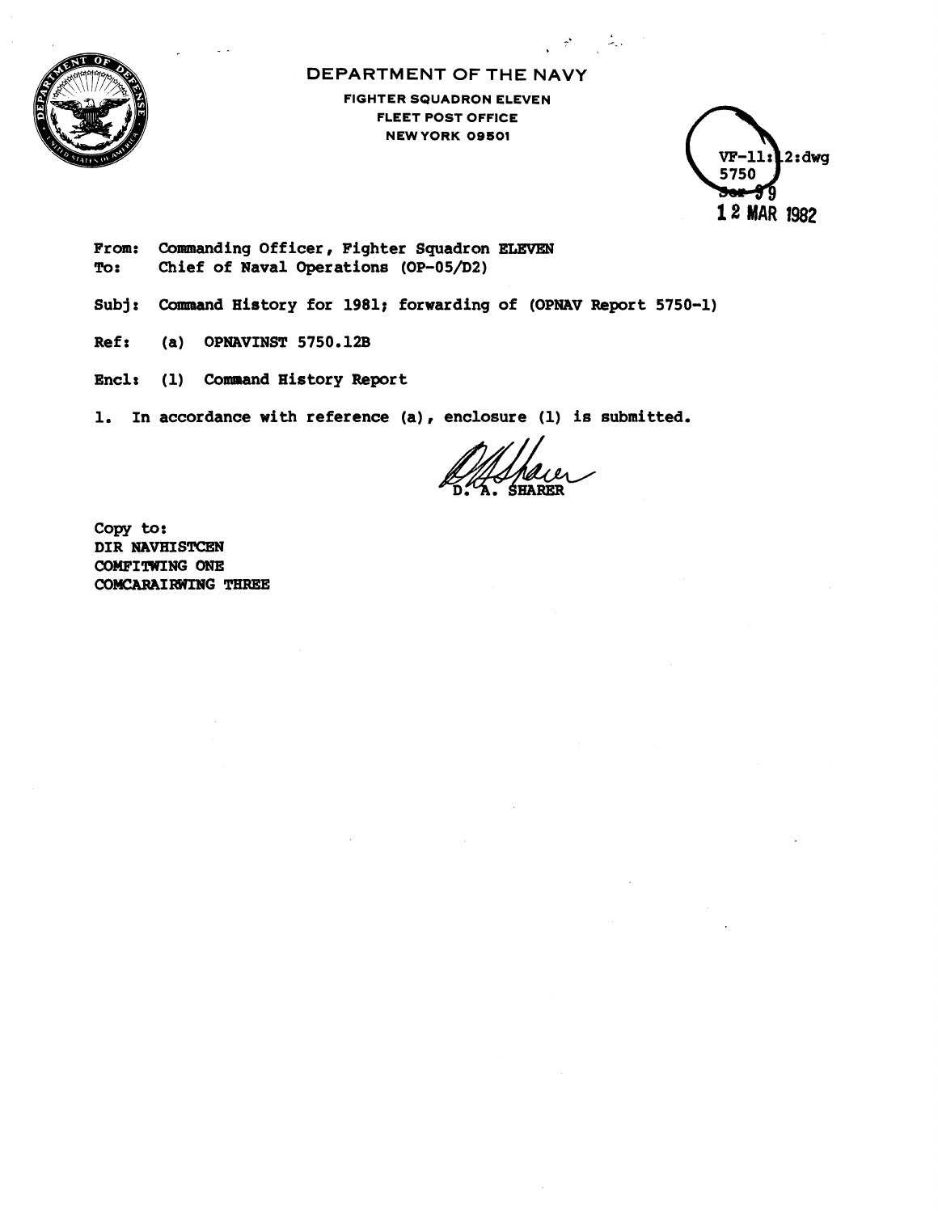# DEPARTMENT OF THE NAVY

**FIGHTER SQUADRON ELEVEN**
**FLEET POST OFFICE**
**NEW YORK 09501**

VF-11:12:dwg
5750
Ser 99
12 MAR 1982

From: Commanding Officer, Fighter Squadron ELEVEN
To: Chief of Naval Operations (OP-05/D2)

Subj: Command History for 1981; forwarding of (OPNAV Report 5750-1)

Ref: (a) OPNAVINST 5750.12B

Encl: (1) Command History Report

1. In accordance with reference (a), enclosure (1) is submitted.

D. A. SHARER

Copy to:
DIR NAVHISTCEN
COMFITWING ONE
COMCARAIRWING THREE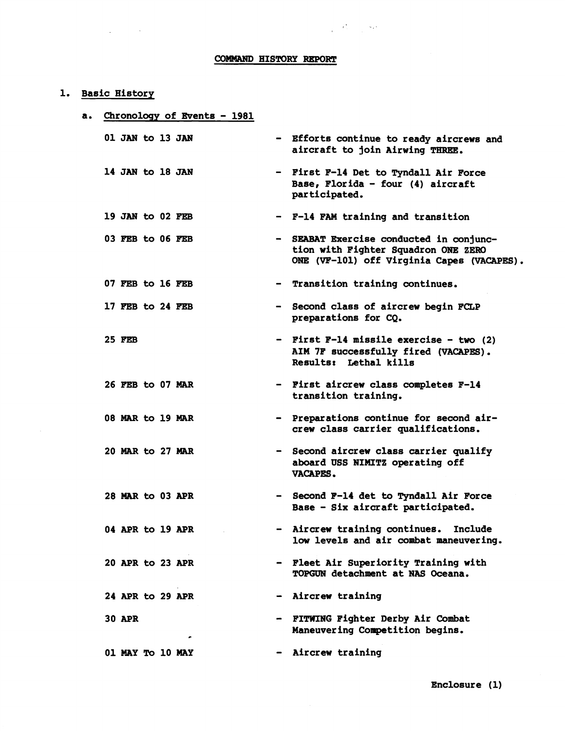# COMMAND HISTORY REPORT

## 1. Basic History

### a. Chronology of Events - 1981

| | |
|---|---|
| 01 JAN to 13 JAN | - Efforts continue to ready aircrews and aircraft to join Airwing THREE. |
| 14 JAN to 18 JAN | - First F-14 Det to Tyndall Air Force Base, Florida - four (4) aircraft participated. |
| 19 JAN to 02 FEB | - F-14 FAM training and transition |
| 03 FEB to 06 FEB | - SEABAT Exercise conducted in conjunction with Fighter Squadron ONE ZERO ONE (VF-101) off Virginia Capes (VACAPES). |
| 07 FEB to 16 FEB | - Transition training continues. |
| 17 FEB to 24 FEB | - Second class of aircrew begin FCLP preparations for CQ. |
| 25 FEB | - First F-14 missile exercise - two (2) AIM 7F successfully fired (VACAPES). Results: Lethal kills |
| 26 FEB to 07 MAR | - First aircrew class completes F-14 transition training. |
| 08 MAR to 19 MAR | - Preparations continue for second aircrew class carrier qualifications. |
| 20 MAR to 27 MAR | - Second aircrew class carrier qualify aboard USS NIMITZ operating off VACAPES. |
| 28 MAR to 03 APR | - Second F-14 det to Tyndall Air Force Base - Six aircraft participated. |
| 04 APR to 19 APR | - Aircrew training continues. Include low levels and air combat maneuvering. |
| 20 APR to 23 APR | - Fleet Air Superiority Training with TOPGUN detachment at NAS Oceana. |
| 24 APR to 29 APR | - Aircrew training |
| 30 APR | - FITWING Fighter Derby Air Combat Maneuvering Competition begins. |
| 01 MAY To 10 MAY | - Aircrew training |

Enclosure (1)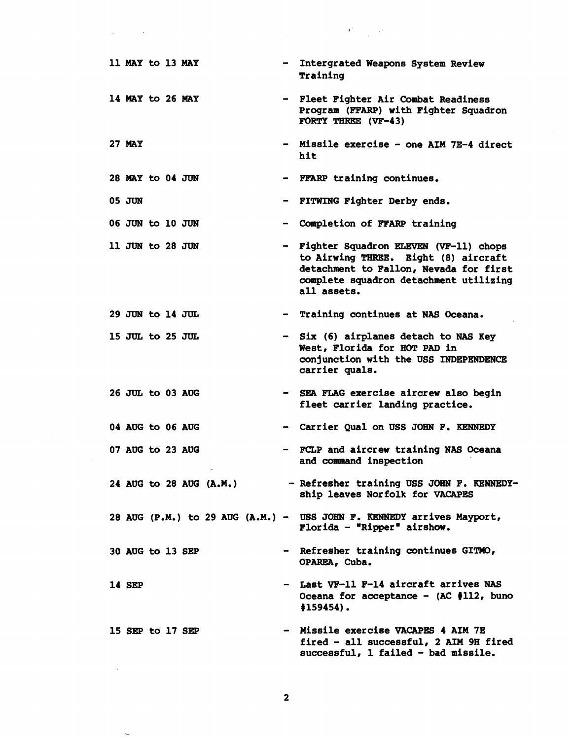| | |
|---|---|
| 11 MAY to 13 MAY | - Intergrated Weapons System Review Training |
| 14 MAY to 26 MAY | - Fleet Fighter Air Combat Readiness Program (FFARP) with Fighter Squadron FORTY THREE (VF-43) |
| 27 MAY | - Missile exercise - one AIM 7E-4 direct hit |
| 28 MAY to 04 JUN | - FFARP training continues. |
| 05 JUN | - FITWING Fighter Derby ends. |
| 06 JUN to 10 JUN | - Completion of FFARP training |
| 11 JUN to 28 JUN | - Fighter Squadron ELEVEN (VF-11) chops to Airwing THREE. Eight (8) aircraft detachment to Fallon, Nevada for first complete squadron detachment utilizing all assets. |
| 29 JUN to 14 JUL | - Training continues at NAS Oceana. |
| 15 JUL to 25 JUL | - Six (6) airplanes detach to NAS Key West, Florida for HOT PAD in conjunction with the USS INDEPENDENCE carrier quals. |
| 26 JUL to 03 AUG | - SEA FLAG exercise aircrew also begin fleet carrier landing practice. |
| 04 AUG to 06 AUG | - Carrier Qual on USS JOHN F. KENNEDY |
| 07 AUG to 23 AUG | - FCLP and aircrew training NAS Oceana and command inspection |
| 24 AUG to 28 AUG (A.M.) | - Refresher training USS JOHN F. KENNEDY- ship leaves Norfolk for VACAPES |
| 28 AUG (P.M.) to 29 AUG (A.M.) | - USS JOHN F. KENNEDY arrives Mayport, Florida - "Ripper" airshow. |
| 30 AUG to 13 SEP | - Refresher training continues GITMO, OPAREA, Cuba. |
| 14 SEP | - Last VF-11 F-14 aircraft arrives NAS Oceana for acceptance - (AC #112, buno #159454). |
| 15 SEP to 17 SEP | - Missile exercise VACAPES 4 AIM 7E fired - all successful, 2 AIM 9H fired successful, 1 failed - bad missile. |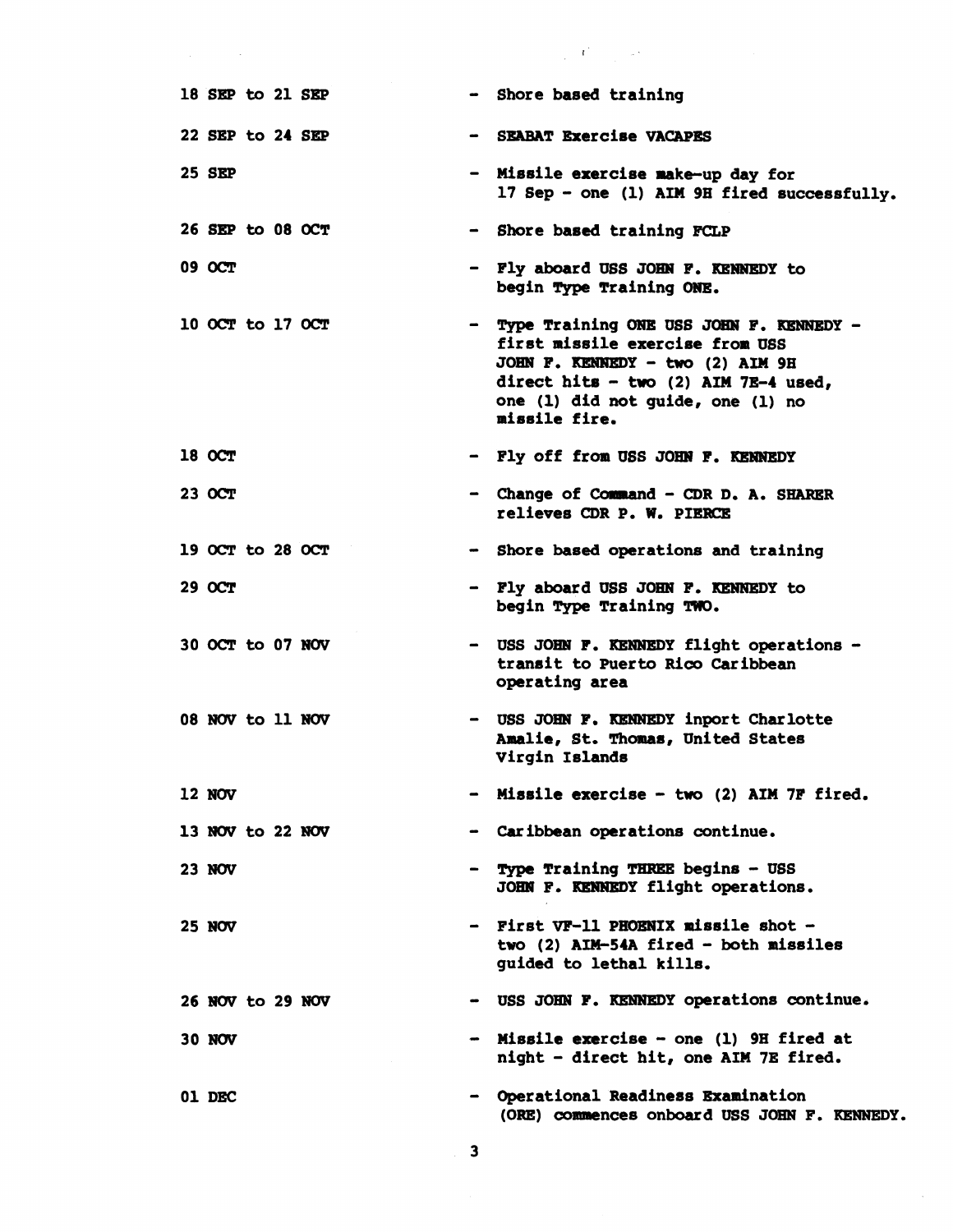18 SEP to 21 SEP - Shore based training

22 SEP to 24 SEP - SEABAT Exercise VACAPES

25 SEP - Missile exercise make-up day for 17 Sep - one (1) AIM 9H fired successfully.

26 SEP to 08 OCT - Shore based training FCLP

09 OCT - Fly aboard USS JOHN F. KENNEDY to begin Type Training ONE.

10 OCT to 17 OCT - Type Training ONE USS JOHN F. KENNEDY - first missile exercise from USS JOHN F. KENNEDY - two (2) AIM 9H direct hits - two (2) AIM 7E-4 used, one (1) did not guide, one (1) no missile fire.

18 OCT - Fly off from USS JOHN F. KENNEDY

23 OCT - Change of Command - CDR D. A. SHARER relieves CDR P. W. PIERCE

19 OCT to 28 OCT - Shore based operations and training

29 OCT - Fly aboard USS JOHN F. KENNEDY to begin Type Training TWO.

30 OCT to 07 NOV - USS JOHN F. KENNEDY flight operations - transit to Puerto Rico Caribbean operating area

08 NOV to 11 NOV - USS JOHN F. KENNEDY inport Charlotte Amalie, St. Thomas, United States Virgin Islands

12 NOV - Missile exercise - two (2) AIM 7F fired.

13 NOV to 22 NOV - Caribbean operations continue.

23 NOV - Type Training THREE begins - USS JOHN F. KENNEDY flight operations.

25 NOV - First VF-11 PHOENIX missile shot - two (2) AIM-54A fired - both missiles guided to lethal kills.

26 NOV to 29 NOV - USS JOHN F. KENNEDY operations continue.

30 NOV - Missile exercise - one (1) 9H fired at night - direct hit, one AIM 7E fired.

01 DEC - Operational Readiness Examination (ORE) commences onboard USS JOHN F. KENNEDY.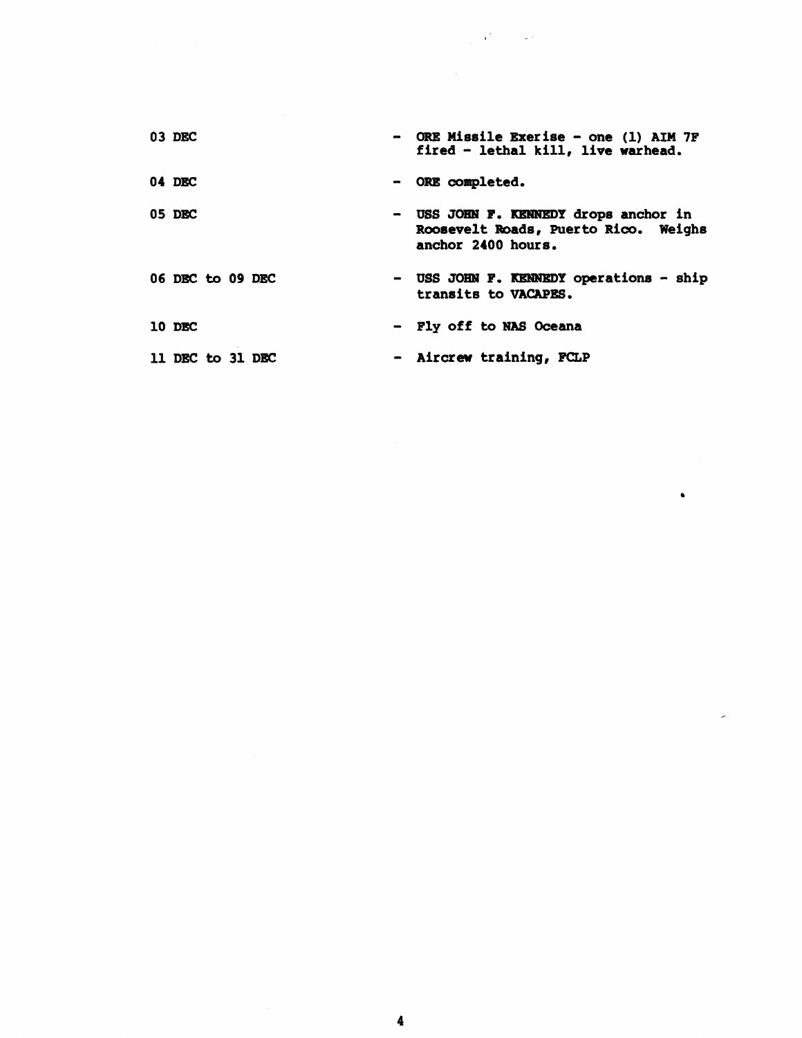| | |
|---|---|
| 03 DEC | - ORE Missile Exerise - one (1) AIM 7F fired - lethal kill, live warhead. |
| 04 DEC | - ORE completed. |
| 05 DEC | - USS JOHN F. KENNEDY drops anchor in Roosevelt Roads, Puerto Rico. Weighs anchor 2400 hours. |
| 06 DEC to 09 DEC | - USS JOHN F. KENNEDY operations - ship transits to VACAPES. |
| 10 DEC | - Fly off to NAS Oceana |
| 11 DEC to 31 DEC | - Aircrew training, FCLP |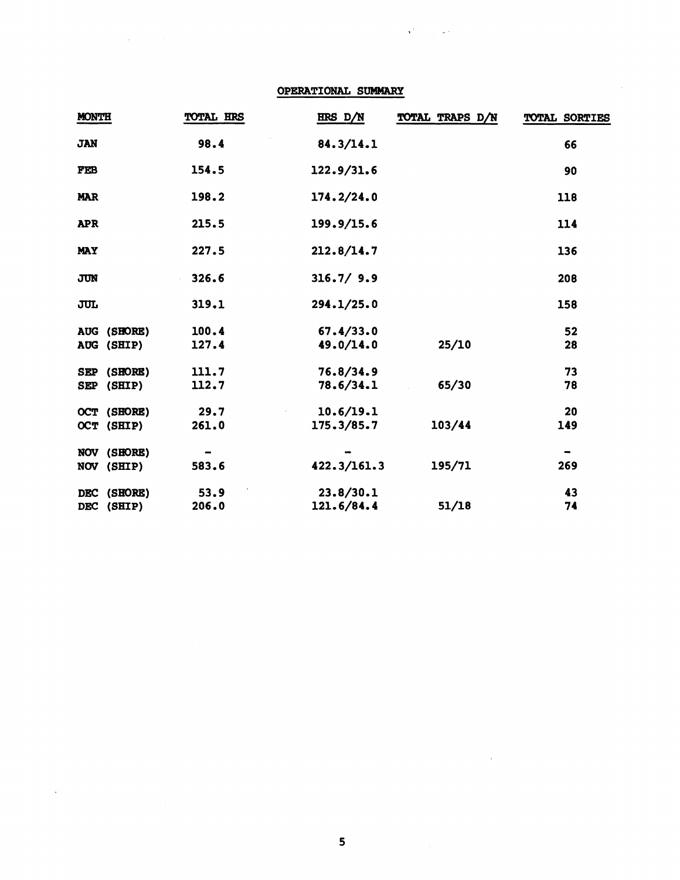## OPERATIONAL SUMMARY

| MONTH | TOTAL HRS | HRS D/N | TOTAL TRAPS D/N | TOTAL SORTIES |
|---|---|---|---|---|
| JAN | 98.4 | 84.3/14.1 | | 66 |
| FEB | 154.5 | 122.9/31.6 | | 90 |
| MAR | 198.2 | 174.2/24.0 | | 118 |
| APR | 215.5 | 199.9/15.6 | | 114 |
| MAY | 227.5 | 212.8/14.7 | | 136 |
| JUN | 326.6 | 316.7/ 9.9 | | 208 |
| JUL | 319.1 | 294.1/25.0 | | 158 |
| AUG (SHORE) | 100.4 | 67.4/33.0 | | 52 |
| AUG (SHIP) | 127.4 | 49.0/14.0 | 25/10 | 28 |
| SEP (SHORE) | 111.7 | 76.8/34.9 | | 73 |
| SEP (SHIP) | 112.7 | 78.6/34.1 | 65/30 | 78 |
| OCT (SHORE) | 29.7 | 10.6/19.1 | | 20 |
| OCT (SHIP) | 261.0 | 175.3/85.7 | 103/44 | 149 |
| NOV (SHORE) | - | - | | - |
| NOV (SHIP) | 583.6 | 422.3/161.3 | 195/71 | 269 |
| DEC (SHORE) | 53.9 | 23.8/30.1 | | 43 |
| DEC (SHIP) | 206.0 | 121.6/84.4 | 51/18 | 74 |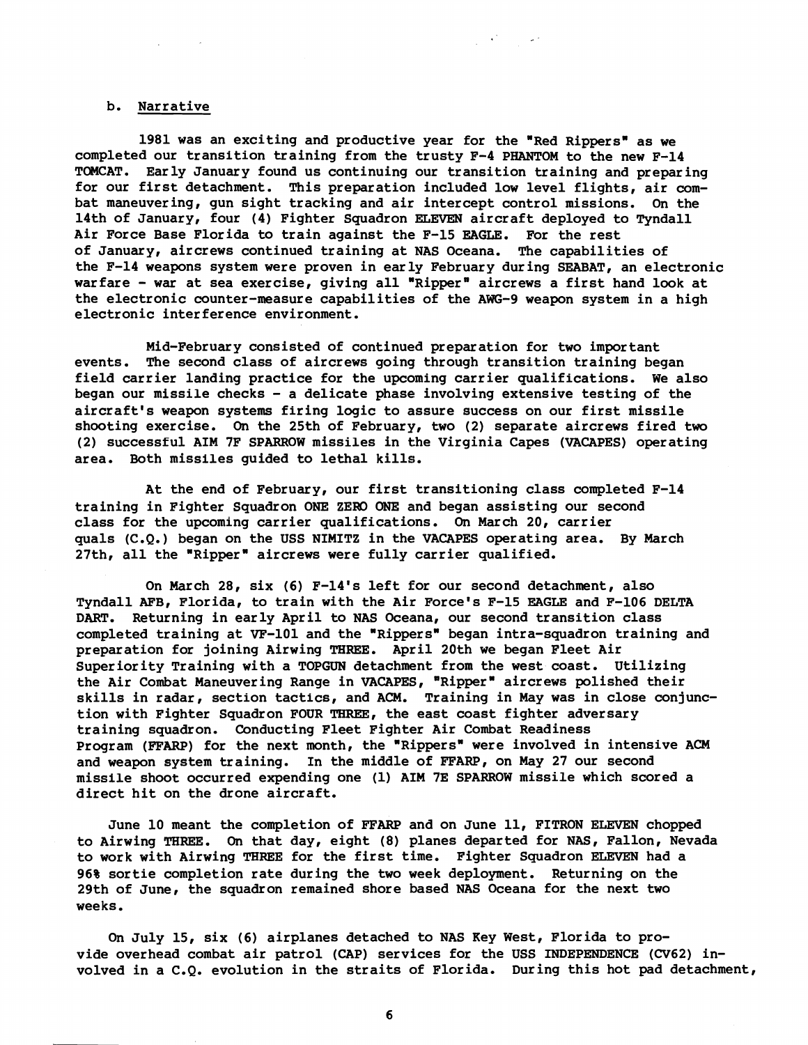b. Narrative

1981 was an exciting and productive year for the "Red Rippers" as we completed our transition training from the trusty F-4 PHANTOM to the new F-14 TOMCAT. Early January found us continuing our transition training and preparing for our first detachment. This preparation included low level flights, air combat maneuvering, gun sight tracking and air intercept control missions. On the 14th of January, four (4) Fighter Squadron ELEVEN aircraft deployed to Tyndall Air Force Base Florida to train against the F-15 EAGLE. For the rest of January, aircrews continued training at NAS Oceana. The capabilities of the F-14 weapons system were proven in early February during SEABAT, an electronic warfare - war at sea exercise, giving all "Ripper" aircrews a first hand look at the electronic counter-measure capabilities of the AWG-9 weapon system in a high electronic interference environment.

Mid-February consisted of continued preparation for two important events. The second class of aircrews going through transition training began field carrier landing practice for the upcoming carrier qualifications. We also began our missile checks - a delicate phase involving extensive testing of the aircraft's weapon systems firing logic to assure success on our first missile shooting exercise. On the 25th of February, two (2) separate aircrews fired two (2) successful AIM 7F SPARROW missiles in the Virginia Capes (VACAPES) operating area. Both missiles guided to lethal kills.

At the end of February, our first transitioning class completed F-14 training in Fighter Squadron ONE ZERO ONE and began assisting our second class for the upcoming carrier qualifications. On March 20, carrier quals (C.Q.) began on the USS NIMITZ in the VACAPES operating area. By March 27th, all the "Ripper" aircrews were fully carrier qualified.

On March 28, six (6) F-14's left for our second detachment, also Tyndall AFB, Florida, to train with the Air Force's F-15 EAGLE and F-106 DELTA DART. Returning in early April to NAS Oceana, our second transition class completed training at VF-101 and the "Rippers" began intra-squadron training and preparation for joining Airwing THREE. April 20th we began Fleet Air Superiority Training with a TOPGUN detachment from the west coast. Utilizing the Air Combat Maneuvering Range in VACAPES, "Ripper" aircrews polished their skills in radar, section tactics, and ACM. Training in May was in close conjunction with Fighter Squadron FOUR THREE, the east coast fighter adversary training squadron. Conducting Fleet Fighter Air Combat Readiness Program (FFARP) for the next month, the "Rippers" were involved in intensive ACM and weapon system training. In the middle of FFARP, on May 27 our second missile shoot occurred expending one (1) AIM 7E SPARROW missile which scored a direct hit on the drone aircraft.

June 10 meant the completion of FFARP and on June 11, FITRON ELEVEN chopped to Airwing THREE. On that day, eight (8) planes departed for NAS, Fallon, Nevada to work with Airwing THREE for the first time. Fighter Squadron ELEVEN had a 96% sortie completion rate during the two week deployment. Returning on the 29th of June, the squadron remained shore based NAS Oceana for the next two weeks.

On July 15, six (6) airplanes detached to NAS Key West, Florida to provide overhead combat air patrol (CAP) services for the USS INDEPENDENCE (CV62) involved in a C.Q. evolution in the straits of Florida. During this hot pad detachment,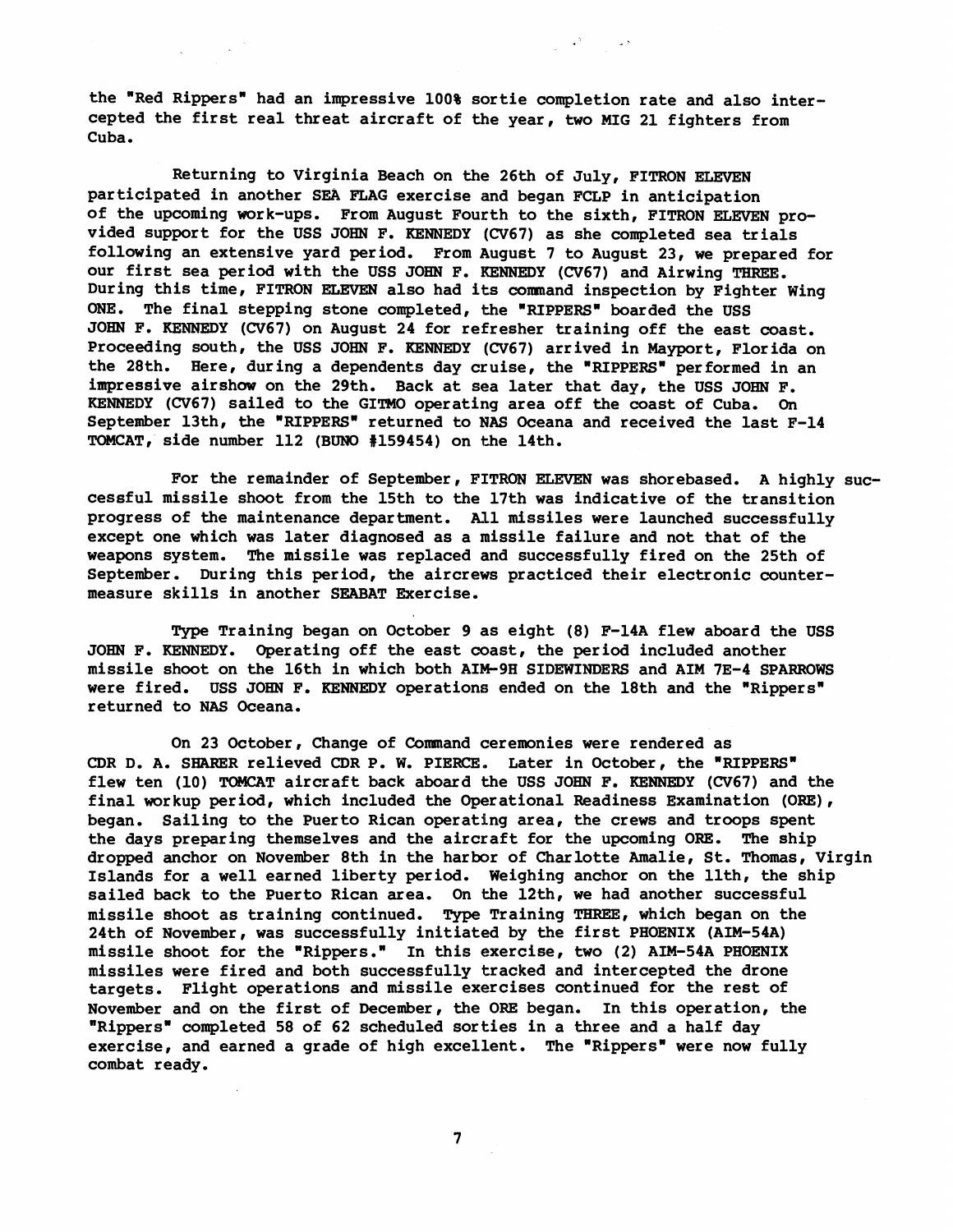the "Red Rippers" had an impressive 100% sortie completion rate and also intercepted the first real threat aircraft of the year, two MIG 21 fighters from Cuba.

Returning to Virginia Beach on the 26th of July, FITRON ELEVEN participated in another SEA FLAG exercise and began FCLP in anticipation of the upcoming work-ups. From August Fourth to the sixth, FITRON ELEVEN provided support for the USS JOHN F. KENNEDY (CV67) as she completed sea trials following an extensive yard period. From August 7 to August 23, we prepared for our first sea period with the USS JOHN F. KENNEDY (CV67) and Airwing THREE. During this time, FITRON ELEVEN also had its command inspection by Fighter Wing ONE. The final stepping stone completed, the "RIPPERS" boarded the USS JOHN F. KENNEDY (CV67) on August 24 for refresher training off the east coast. Proceeding south, the USS JOHN F. KENNEDY (CV67) arrived in Mayport, Florida on the 28th. Here, during a dependents day cruise, the "RIPPERS" performed in an impressive airshow on the 29th. Back at sea later that day, the USS JOHN F. KENNEDY (CV67) sailed to the GITMO operating area off the coast of Cuba. On September 13th, the "RIPPERS" returned to NAS Oceana and received the last F-14 TOMCAT, side number 112 (BUNO #159454) on the 14th.

For the remainder of September, FITRON ELEVEN was shorebased. A highly successful missile shoot from the 15th to the 17th was indicative of the transition progress of the maintenance department. All missiles were launched successfully except one which was later diagnosed as a missile failure and not that of the weapons system. The missile was replaced and successfully fired on the 25th of September. During this period, the aircrews practiced their electronic countermeasure skills in another SEABAT Exercise.

Type Training began on October 9 as eight (8) F-14A flew aboard the USS JOHN F. KENNEDY. Operating off the east coast, the period included another missile shoot on the 16th in which both AIM-9H SIDEWINDERS and AIM 7E-4 SPARROWS were fired. USS JOHN F. KENNEDY operations ended on the 18th and the "Rippers" returned to NAS Oceana.

On 23 October, Change of Command ceremonies were rendered as CDR D. A. SHARER relieved CDR P. W. PIERCE. Later in October, the "RIPPERS" flew ten (10) TOMCAT aircraft back aboard the USS JOHN F. KENNEDY (CV67) and the final workup period, which included the Operational Readiness Examination (ORE), began. Sailing to the Puerto Rican operating area, the crews and troops spent the days preparing themselves and the aircraft for the upcoming ORE. The ship dropped anchor on November 8th in the harbor of Charlotte Amalie, St. Thomas, Virgin Islands for a well earned liberty period. Weighing anchor on the 11th, the ship sailed back to the Puerto Rican area. On the 12th, we had another successful missile shoot as training continued. Type Training THREE, which began on the 24th of November, was successfully initiated by the first PHOENIX (AIM-54A) missile shoot for the "Rippers." In this exercise, two (2) AIM-54A PHOENIX missiles were fired and both successfully tracked and intercepted the drone targets. Flight operations and missile exercises continued for the rest of November and on the first of December, the ORE began. In this operation, the "Rippers" completed 58 of 62 scheduled sorties in a three and a half day exercise, and earned a grade of high excellent. The "Rippers" were now fully combat ready.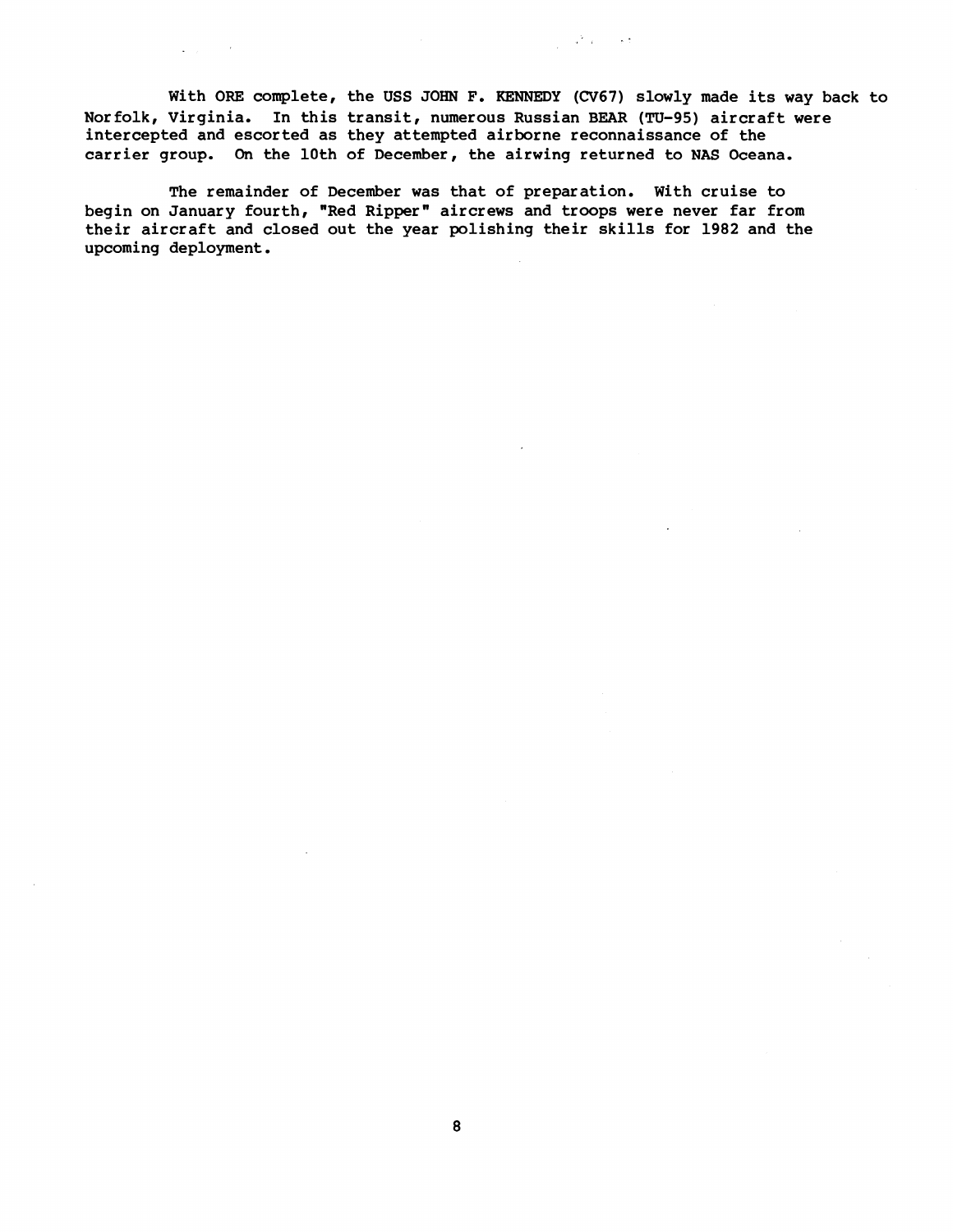With ORE complete, the USS JOHN F. KENNEDY (CV67) slowly made its way back to Norfolk, Virginia. In this transit, numerous Russian BEAR (TU-95) aircraft were intercepted and escorted as they attempted airborne reconnaissance of the carrier group. On the 10th of December, the airwing returned to NAS Oceana.

The remainder of December was that of preparation. With cruise to begin on January fourth, "Red Ripper" aircrews and troops were never far from their aircraft and closed out the year polishing their skills for 1982 and the upcoming deployment.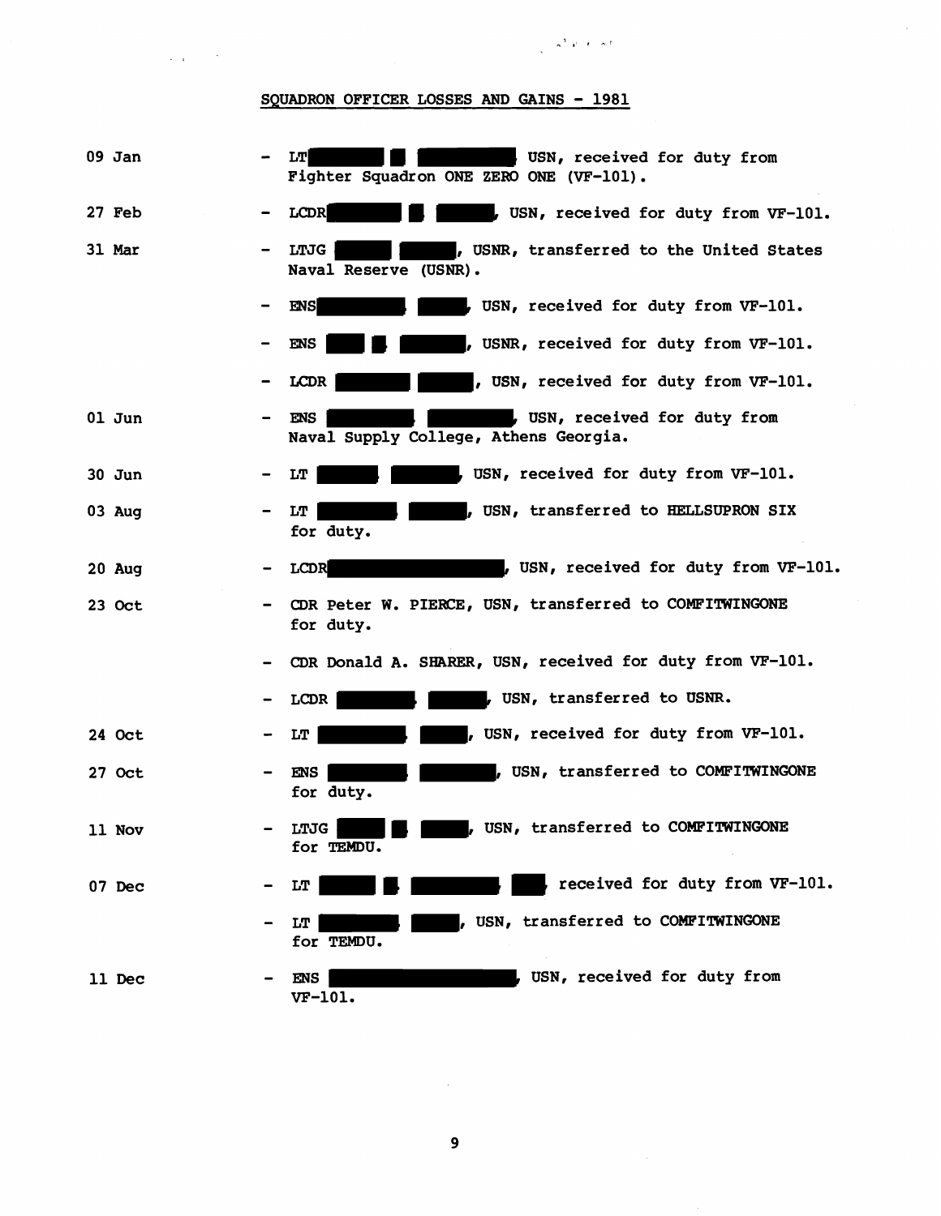## SQUADRON OFFICER LOSSES AND GAINS - 1981

| | |
|---|---|
| 09 Jan | - LT ██████ █ ████████ USN, received for duty from Fighter Squadron ONE ZERO ONE (VF-101). |
| 27 Feb | - LCDR ██████ █ █████, USN, received for duty from VF-101. |
| 31 Mar | - LTJG █████ █████, USNR, transferred to the United States Naval Reserve (USNR). |
| | - ENS ███████ █████, USN, received for duty from VF-101. |
| | - ENS ███ █ █████, USNR, received for duty from VF-101. |
| | - LCDR ██████ █████, USN, received for duty from VF-101. |
| 01 Jun | - ENS ███████ ████████, USN, received for duty from Naval Supply College, Athens Georgia. |
| 30 Jun | - LT █████ ██████, USN, received for duty from VF-101. |
| 03 Aug | - LT ███████ █████, USN, transferred to HELLSUPRON SIX for duty. |
| 20 Aug | - LCDR ██████████████, USN, received for duty from VF-101. |
| 23 Oct | - CDR Peter W. PIERCE, USN, transferred to COMFITWINGONE for duty. |
| | - CDR Donald A. SHARER, USN, received for duty from VF-101. |
| | - LCDR ██████ █████, USN, transferred to USNR. |
| 24 Oct | - LT ███████ █████, USN, received for duty from VF-101. |
| 27 Oct | - ENS ██████ ███████, USN, transferred to COMFITWINGONE for duty. |
| 11 Nov | - LTJG ████ █ █████, USN, transferred to COMFITWINGONE for TEMDU. |
| 07 Dec | - LT ████ █ ███████ ███, received for duty from VF-101. |
| | - LT ███████ █████, USN, transferred to COMFITWINGONE for TEMDU. |
| 11 Dec | - ENS ███████████████, USN, received for duty from VF-101. |